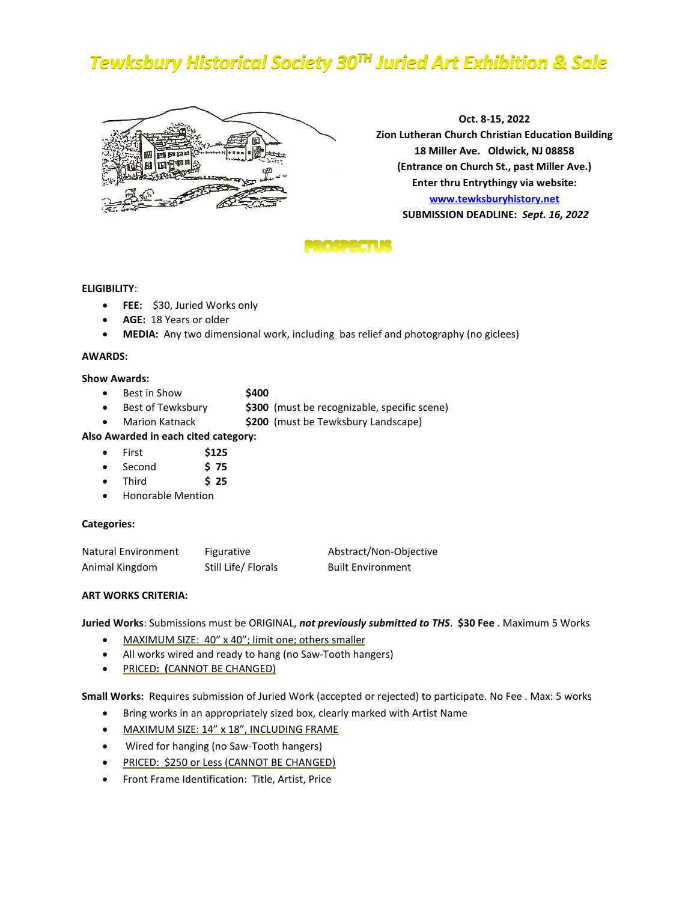# Tewksbury Historical Society 30TH Juried Art Exhibition & Sale

**Oct. 8-15, 2022**
**Zion Lutheran Church Christian Education Building**
**18 Miller Ave. Oldwick, NJ 08858**
**(Entrance on Church St., past Miller Ave.)**
**Enter thru Entrythingy via website:**
**www.tewksburyhistory.net**
**SUBMISSION DEADLINE:** ***Sept. 16, 2022***

## PROSPECTUS

**ELIGIBILITY**:

- **FEE:** $30, Juried Works only
- **AGE:** 18 Years or older
- **MEDIA:** Any two dimensional work, including bas relief and photography (no giclees)

**AWARDS:**

**Show Awards:**

- Best in Show **$400**
- Best of Tewksbury **$300** (must be recognizable, specific scene)
- Marion Katnack **$200** (must be Tewksbury Landscape)

**Also Awarded in each cited category:**

- First **$125**
- Second **$ 75**
- Third **$ 25**
- Honorable Mention

**Categories:**

| | | |
|---|---|---|
| Natural Environment | Figurative | Abstract/Non-Objective |
| Animal Kingdom | Still Life/ Florals | Built Environment |

**ART WORKS CRITERIA:**

**Juried Works**: Submissions must be ORIGINAL, ***not previously submitted to THS***. **$30 Fee** . Maximum 5 Works

- MAXIMUM SIZE: 40" x 40"; limit one; others smaller
- All works wired and ready to hang (no Saw-Tooth hangers)
- PRICED**: (**CANNOT BE CHANGED)

**Small Works:** Requires submission of Juried Work (accepted or rejected) to participate. No Fee . Max: 5 works

- Bring works in an appropriately sized box, clearly marked with Artist Name
- MAXIMUM SIZE: 14" x 18", INCLUDING FRAME
- Wired for hanging (no Saw-Tooth hangers)
- PRICED: $250 or Less (CANNOT BE CHANGED)
- Front Frame Identification: Title, Artist, Price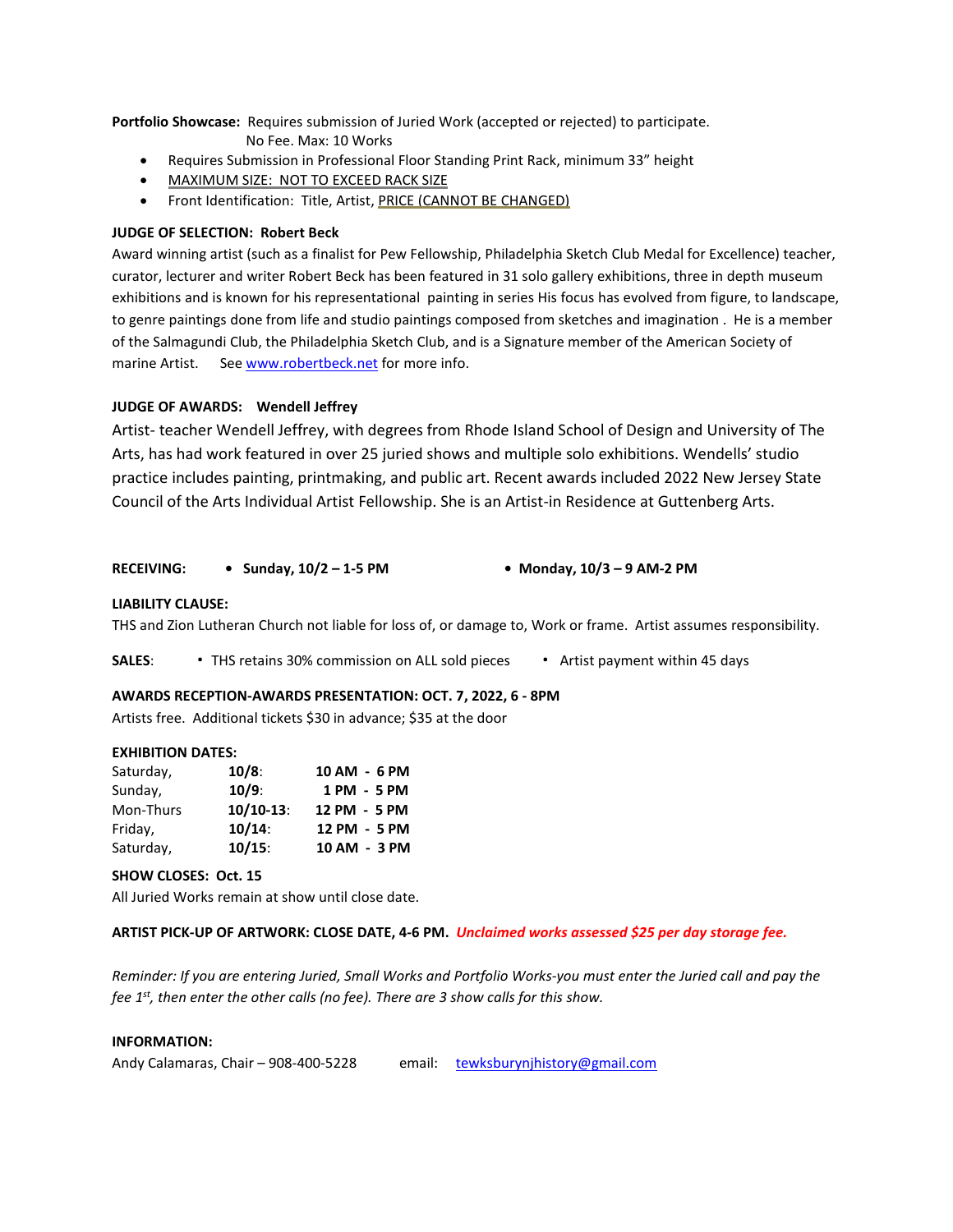**Portfolio Showcase:** Requires submission of Juried Work (accepted or rejected) to participate.
No Fee. Max: 10 Works

- Requires Submission in Professional Floor Standing Print Rack, minimum 33" height
- MAXIMUM SIZE: NOT TO EXCEED RACK SIZE
- Front Identification: Title, Artist, PRICE (CANNOT BE CHANGED)

**JUDGE OF SELECTION: Robert Beck**

Award winning artist (such as a finalist for Pew Fellowship, Philadelphia Sketch Club Medal for Excellence) teacher, curator, lecturer and writer Robert Beck has been featured in 31 solo gallery exhibitions, three in depth museum exhibitions and is known for his representational painting in series His focus has evolved from figure, to landscape, to genre paintings done from life and studio paintings composed from sketches and imagination . He is a member of the Salmagundi Club, the Philadelphia Sketch Club, and is a Signature member of the American Society of marine Artist. See www.robertbeck.net for more info.

**JUDGE OF AWARDS: Wendell Jeffrey**

Artist- teacher Wendell Jeffrey, with degrees from Rhode Island School of Design and University of The Arts, has had work featured in over 25 juried shows and multiple solo exhibitions. Wendells' studio practice includes painting, printmaking, and public art. Recent awards included 2022 New Jersey State Council of the Arts Individual Artist Fellowship. She is an Artist-in Residence at Guttenberg Arts.

**RECEIVING:**
- **Sunday, 10/2 – 1-5 PM**
- **Monday, 10/3 – 9 AM-2 PM**

**LIABILITY CLAUSE:**

THS and Zion Lutheran Church not liable for loss of, or damage to, Work or frame. Artist assumes responsibility.

**SALES**:
- THS retains 30% commission on ALL sold pieces
- Artist payment within 45 days

**AWARDS RECEPTION-AWARDS PRESENTATION: OCT. 7, 2022, 6 - 8PM**

Artists free. Additional tickets $30 in advance; $35 at the door

**EXHIBITION DATES:**

| | | |
|---|---|---|
| Saturday, | **10/8**: | **10 AM - 6 PM** |
| Sunday, | **10/9**: | **1 PM - 5 PM** |
| Mon-Thurs | **10/10-13**: | **12 PM - 5 PM** |
| Friday, | **10/14**: | **12 PM - 5 PM** |
| Saturday, | **10/15**: | **10 AM - 3 PM** |

**SHOW CLOSES: Oct. 15**

All Juried Works remain at show until close date.

**ARTIST PICK-UP OF ARTWORK: CLOSE DATE, 4-6 PM.** ***Unclaimed works assessed $25 per day storage fee.***

*Reminder: If you are entering Juried, Small Works and Portfolio Works-you must enter the Juried call and pay the fee 1st, then enter the other calls (no fee). There are 3 show calls for this show.*

**INFORMATION:**

Andy Calamaras, Chair – 908-400-5228 email: tewksburynjhistory@gmail.com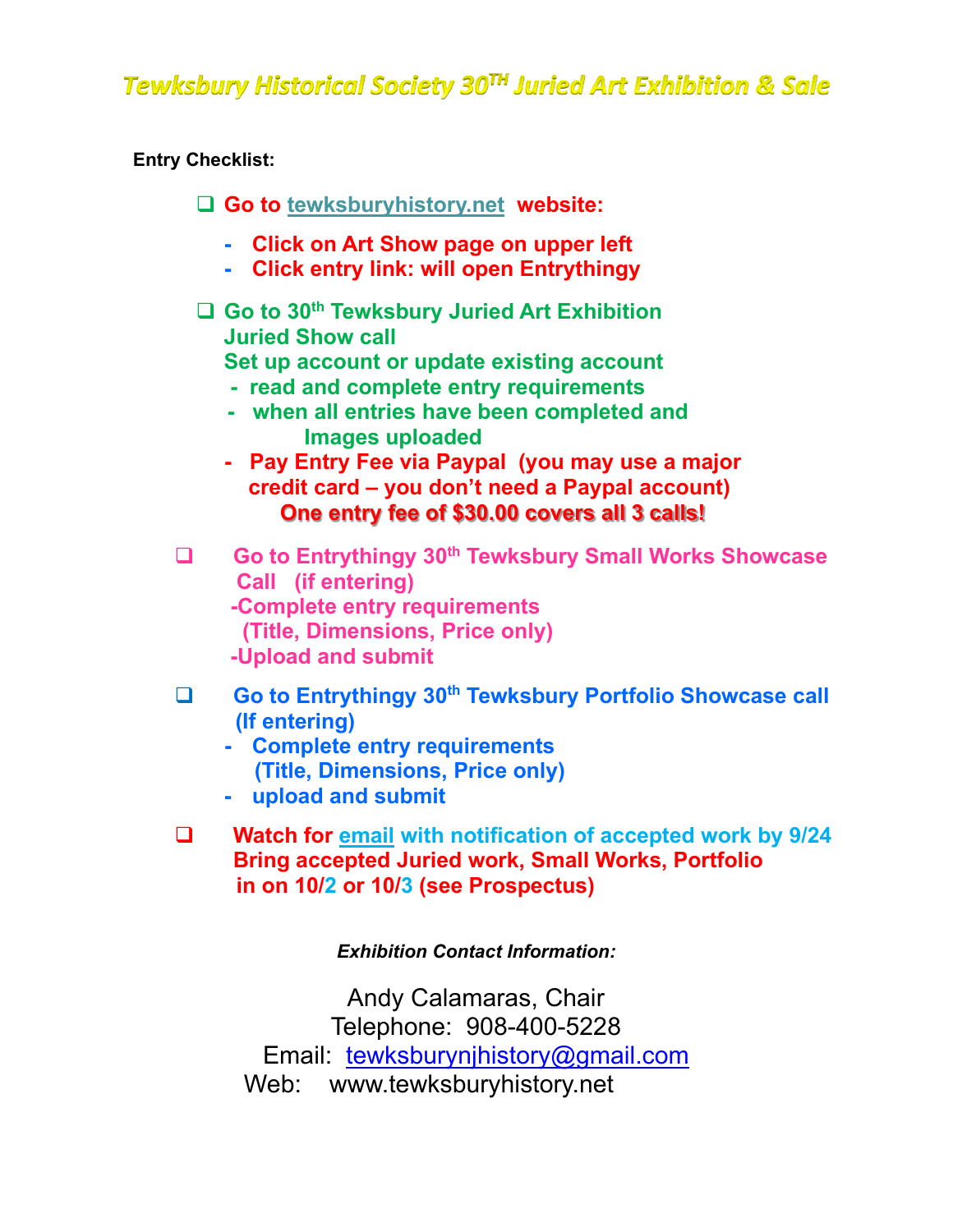# Tewksbury Historical Society 30TH Juried Art Exhibition & Sale

**Entry Checklist:**

- ❑ **Go to tewksburyhistory.net website:**
  - **Click on Art Show page on upper left**
  - **Click entry link: will open Entrythingy**

- ❑ **Go to 30th Tewksbury Juried Art Exhibition Juried Show call**
  **Set up account or update existing account**
  - **read and complete entry requirements**
  - **when all entries have been completed and Images uploaded**
  - **Pay Entry Fee via Paypal (you may use a major credit card – you don't need a Paypal account)**
    **One entry fee of $30.00 covers all 3 calls!**

- ❑ **Go to Entrythingy 30th Tewksbury Small Works Showcase Call (if entering)**
  - **Complete entry requirements (Title, Dimensions, Price only)**
  - **Upload and submit**

- ❑ **Go to Entrythingy 30th Tewksbury Portfolio Showcase call (If entering)**
  - **Complete entry requirements (Title, Dimensions, Price only)**
  - **upload and submit**

- ❑ **Watch for email with notification of accepted work by 9/24**
  **Bring accepted Juried work, Small Works, Portfolio in on 10/2 or 10/3 (see Prospectus)**

***Exhibition Contact Information:***

Andy Calamaras, Chair
Telephone: 908-400-5228
Email: tewksburynjhistory@gmail.com
Web: www.tewksburyhistory.net